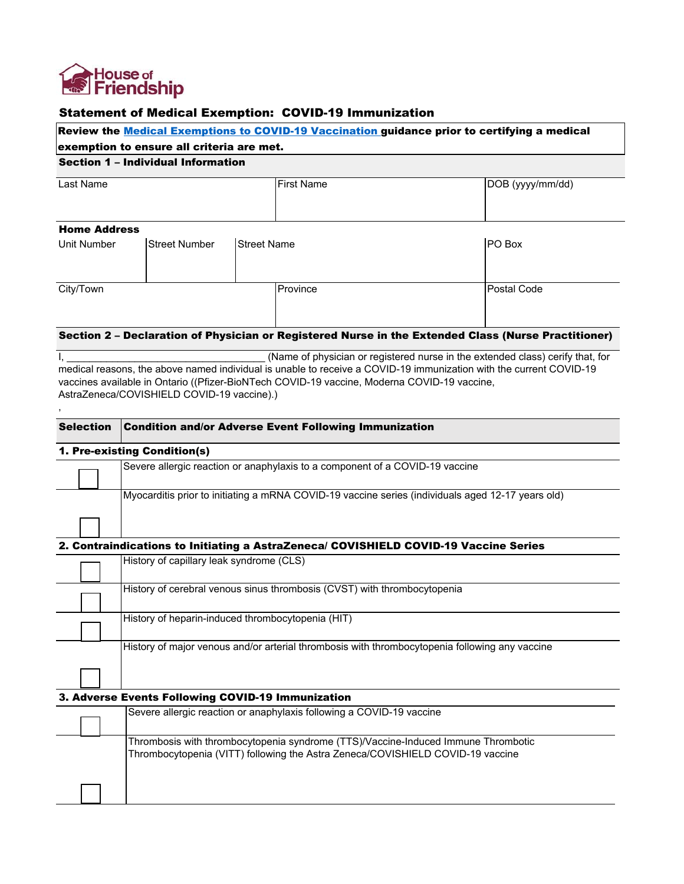House of Friendship

## Statement of Medical Exemption: COVID-19 Immunization

**Review the Medical Exemptions to COVID-19 Vaccination guidance prior to certifying a medical exemption to ensure all criteria are met.**

### Section 1 – Individual Information

| Last Name | First Name | DOB (yyyy/mm/dd) |
|---|---|---|
| | | |

**Home Address**

| Unit Number | Street Number | Street Name | PO Box |
|---|---|---|---|
| | | | |

| City/Town | Province | Postal Code |
|---|---|---|
| | | |

### Section 2 – Declaration of Physician or Registered Nurse in the Extended Class (Nurse Practitioner)

I, ___________________________________ (Name of physician or registered nurse in the extended class) cerify that, for medical reasons, the above named individual is unable to receive a COVID-19 immunization with the current COVID-19 vaccines available in Ontario ((Pfizer-BioNTech COVID-19 vaccine, Moderna COVID-19 vaccine, AstraZeneca/COVISHIELD COVID-19 vaccine).)

,

| Selection | Condition and/or Adverse Event Following Immunization |
|---|---|
| **1. Pre-existing Condition(s)** | |
| ☐ | Severe allergic reaction or anaphylaxis to a component of a COVID-19 vaccine |
| ☐ | Myocarditis prior to initiating a mRNA COVID-19 vaccine series (individuals aged 12-17 years old) |
| **2. Contraindications to Initiating a AstraZeneca/ COVISHIELD COVID-19 Vaccine Series** | |
| ☐ | History of capillary leak syndrome (CLS) |
| ☐ | History of cerebral venous sinus thrombosis (CVST) with thrombocytopenia |
| ☐ | History of heparin-induced thrombocytopenia (HIT) |
| ☐ | History of major venous and/or arterial thrombosis with thrombocytopenia following any vaccine |
| **3. Adverse Events Following COVID-19 Immunization** | |
| ☐ | Severe allergic reaction or anaphylaxis following a COVID-19 vaccine |
| ☐ | Thrombosis with thrombocytopenia syndrome (TTS)/Vaccine-Induced Immune Thrombotic Thrombocytopenia (VITT) following the Astra Zeneca/COVISHIELD COVID-19 vaccine |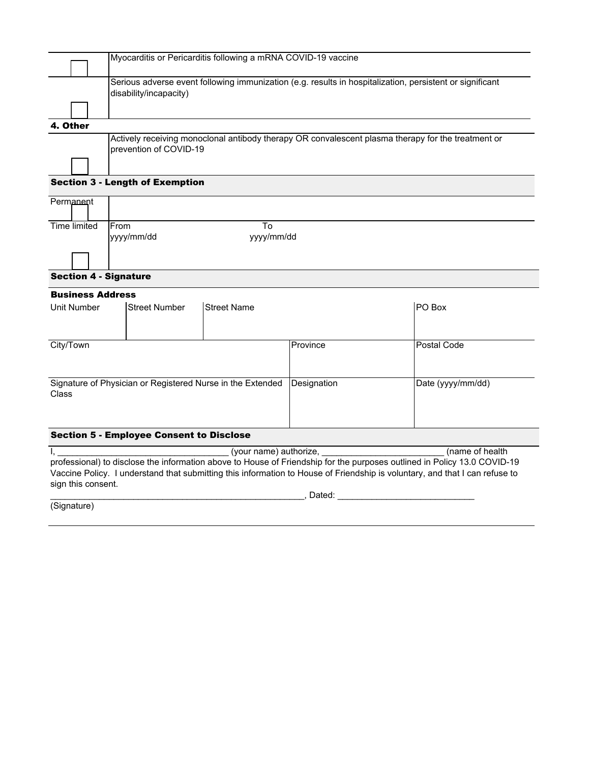| | |
|---|---|
| ☐ | Myocarditis or Pericarditis following a mRNA COVID-19 vaccine |
| ☐ | Serious adverse event following immunization (e.g. results in hospitalization, persistent or significant disability/incapacity) |

**4. Other**

| | |
|---|---|
| ☐ | Actively receiving monoclonal antibody therapy OR convalescent plasma therapy for the treatment or prevention of COVID-19 |

## Section 3 - Length of Exemption

| | | |
|---|---|---|
| Permanent ☐ | | |
| Time limited ☐ | From yyyy/mm/dd | To yyyy/mm/dd |

## Section 4 - Signature

**Business Address**

| Unit Number | Street Number | Street Name | PO Box |
|---|---|---|---|
| | | | |

| City/Town | Province | Postal Code |
|---|---|---|
| | | |

| Signature of Physician or Registered Nurse in the Extended Class | Designation | Date (yyyy/mm/dd) |
|---|---|---|
| | | |

## Section 5 - Employee Consent to Disclose

I, ___________________________________ (your name) authorize, _________________________ (name of health professional) to disclose the information above to House of Friendship for the purposes outlined in Policy 13.0 COVID-19 Vaccine Policy. I understand that submitting this information to House of Friendship is voluntary, and that I can refuse to sign this consent.

______________________________________________________, Dated: ____________________________

(Signature)